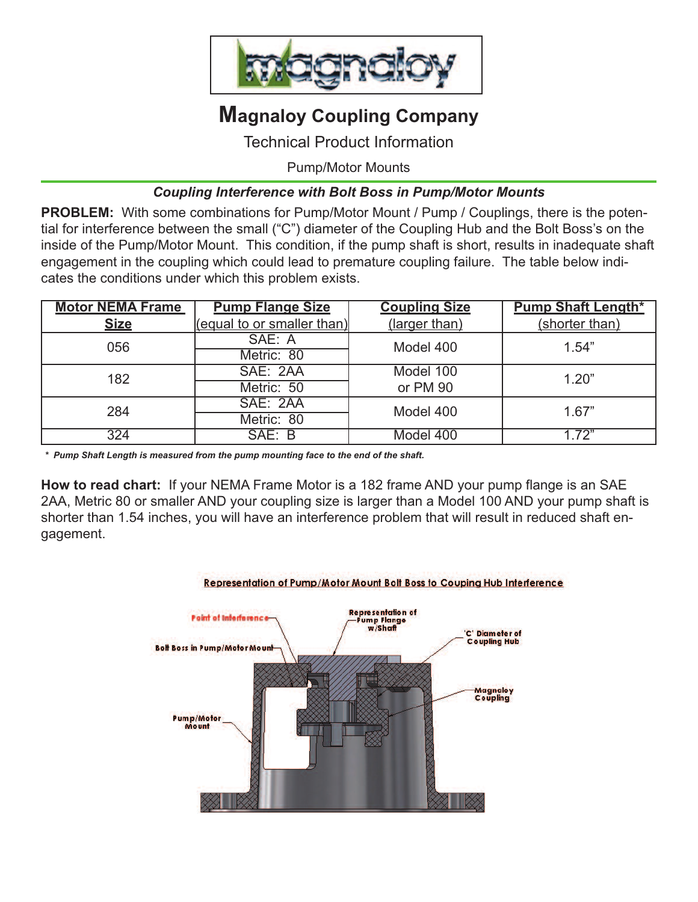# **M**agnaloy Coupling Company

Technical Product Information

Pump/Motor Mounts

### *Coupling Interference with Bolt Boss in Pump/Motor Mounts*

**PROBLEM:** With some combinations for Pump/Motor Mount / Pump / Couplings, there is the potential for interference between the small ("C") diameter of the Coupling Hub and the Bolt Boss's on the inside of the Pump/Motor Mount. This condition, if the pump shaft is short, results in inadequate shaft engagement in the coupling which could lead to premature coupling failure. The table below indicates the conditions under which this problem exists.

| Motor NEMA Frame Size | Pump Flange Size (equal to or smaller than) | Coupling Size (larger than) | Pump Shaft Length* (shorter than) |
|---|---|---|---|
| 056 | SAE: A | Model 400 | 1.54" |
| | Metric: 80 | | |
| 182 | SAE: 2AA | Model 100 or PM 90 | 1.20" |
| | Metric: 50 | | |
| 284 | SAE: 2AA | Model 400 | 1.67" |
| | Metric: 80 | | |
| 324 | SAE: B | Model 400 | 1.72" |

*\* Pump Shaft Length is measured from the pump mounting face to the end of the shaft.*

**How to read chart:** If your NEMA Frame Motor is a 182 frame AND your pump flange is an SAE 2AA, Metric 80 or smaller AND your coupling size is larger than a Model 100 AND your pump shaft is shorter than 1.54 inches, you will have an interference problem that will result in reduced shaft engagement.

Representation of Pump/Motor Mount Bolt Boss to Couping Hub Interference

Point of Interference

Representation of Pump Flange w/Shaft

'C' Diameter of Coupling Hub

Bolt Boss in Pump/Motor Mount

Magnaloy Coupling

Pump/Motor Mount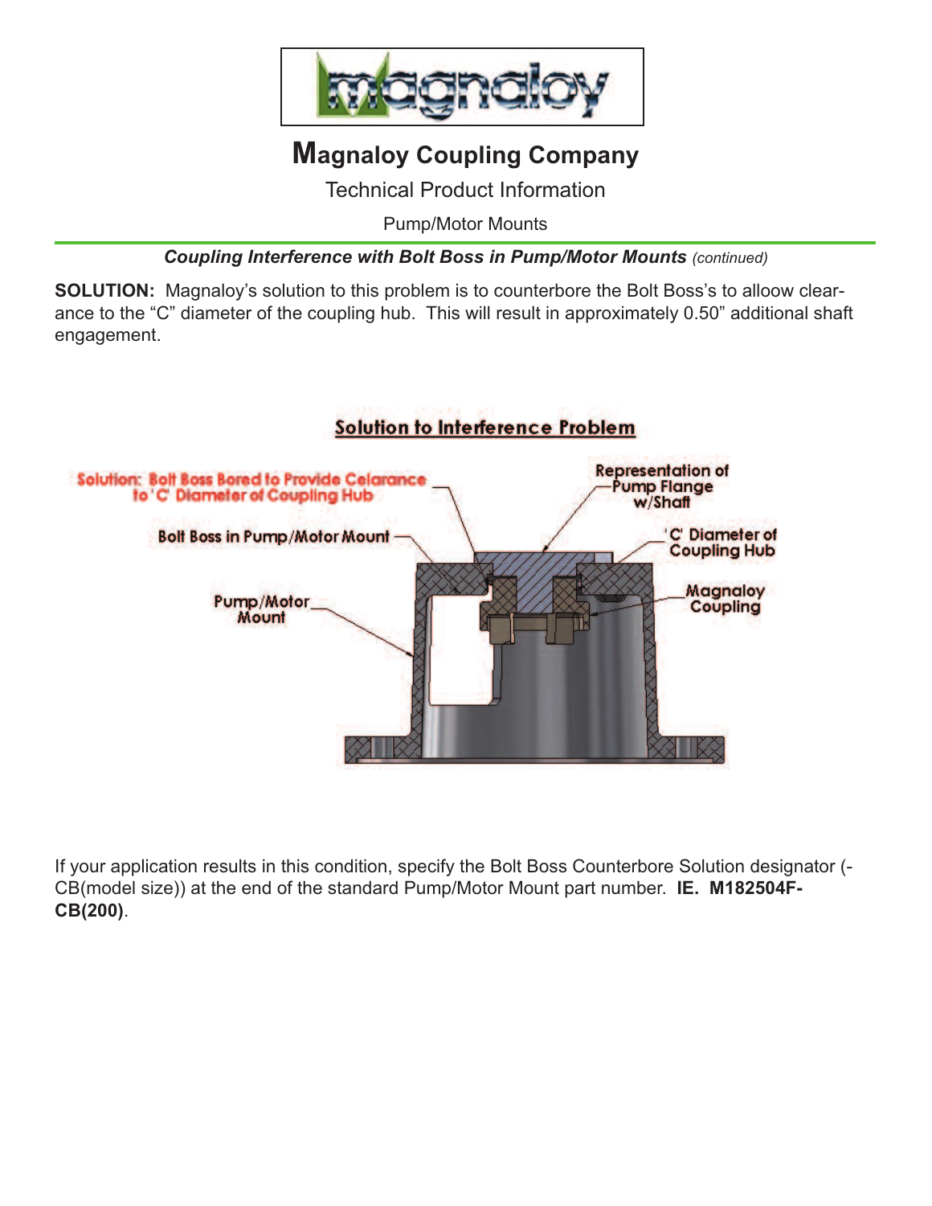# Magnaloy Coupling Company

Technical Product Information

Pump/Motor Mounts

***Coupling Interference with Bolt Boss in Pump/Motor Mounts*** *(continued)*

**SOLUTION:** Magnaloy's solution to this problem is to counterbore the Bolt Boss's to alloow clearance to the "C" diameter of the coupling hub. This will result in approximately 0.50" additional shaft engagement.

Solution to Interference Problem

Solution: Bolt Boss Bored to Provide Celarance to 'C' Diameter of Coupling Hub

Representation of Pump Flange w/Shaft

Bolt Boss in Pump/Motor Mount

'C' Diameter of Coupling Hub

Pump/Motor Mount

Magnaloy Coupling

If your application results in this condition, specify the Bolt Boss Counterbore Solution designator (-CB(model size)) at the end of the standard Pump/Motor Mount part number. **IE. M182504F-CB(200)**.